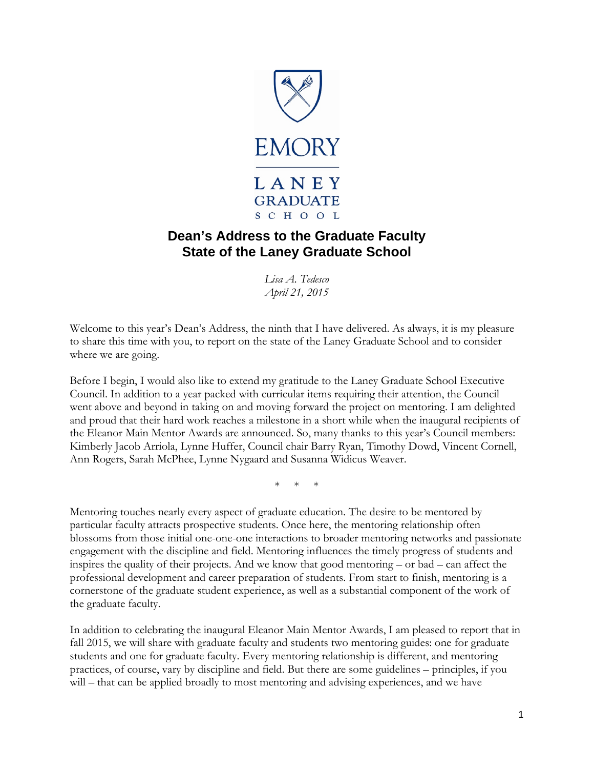EMORY

LANEY GRADUATE SCHOOL

# Dean's Address to the Graduate Faculty
# State of the Laney Graduate School

*Lisa A. Tedesco*
*April 21, 2015*

Welcome to this year's Dean's Address, the ninth that I have delivered. As always, it is my pleasure to share this time with you, to report on the state of the Laney Graduate School and to consider where we are going.

Before I begin, I would also like to extend my gratitude to the Laney Graduate School Executive Council. In addition to a year packed with curricular items requiring their attention, the Council went above and beyond in taking on and moving forward the project on mentoring. I am delighted and proud that their hard work reaches a milestone in a short while when the inaugural recipients of the Eleanor Main Mentor Awards are announced. So, many thanks to this year's Council members: Kimberly Jacob Arriola, Lynne Huffer, Council chair Barry Ryan, Timothy Dowd, Vincent Cornell, Ann Rogers, Sarah McPhee, Lynne Nygaard and Susanna Widicus Weaver.

\* \* \*

Mentoring touches nearly every aspect of graduate education. The desire to be mentored by particular faculty attracts prospective students. Once here, the mentoring relationship often blossoms from those initial one-one-one interactions to broader mentoring networks and passionate engagement with the discipline and field. Mentoring influences the timely progress of students and inspires the quality of their projects. And we know that good mentoring – or bad – can affect the professional development and career preparation of students. From start to finish, mentoring is a cornerstone of the graduate student experience, as well as a substantial component of the work of the graduate faculty.

In addition to celebrating the inaugural Eleanor Main Mentor Awards, I am pleased to report that in fall 2015, we will share with graduate faculty and students two mentoring guides: one for graduate students and one for graduate faculty. Every mentoring relationship is different, and mentoring practices, of course, vary by discipline and field. But there are some guidelines – principles, if you will – that can be applied broadly to most mentoring and advising experiences, and we have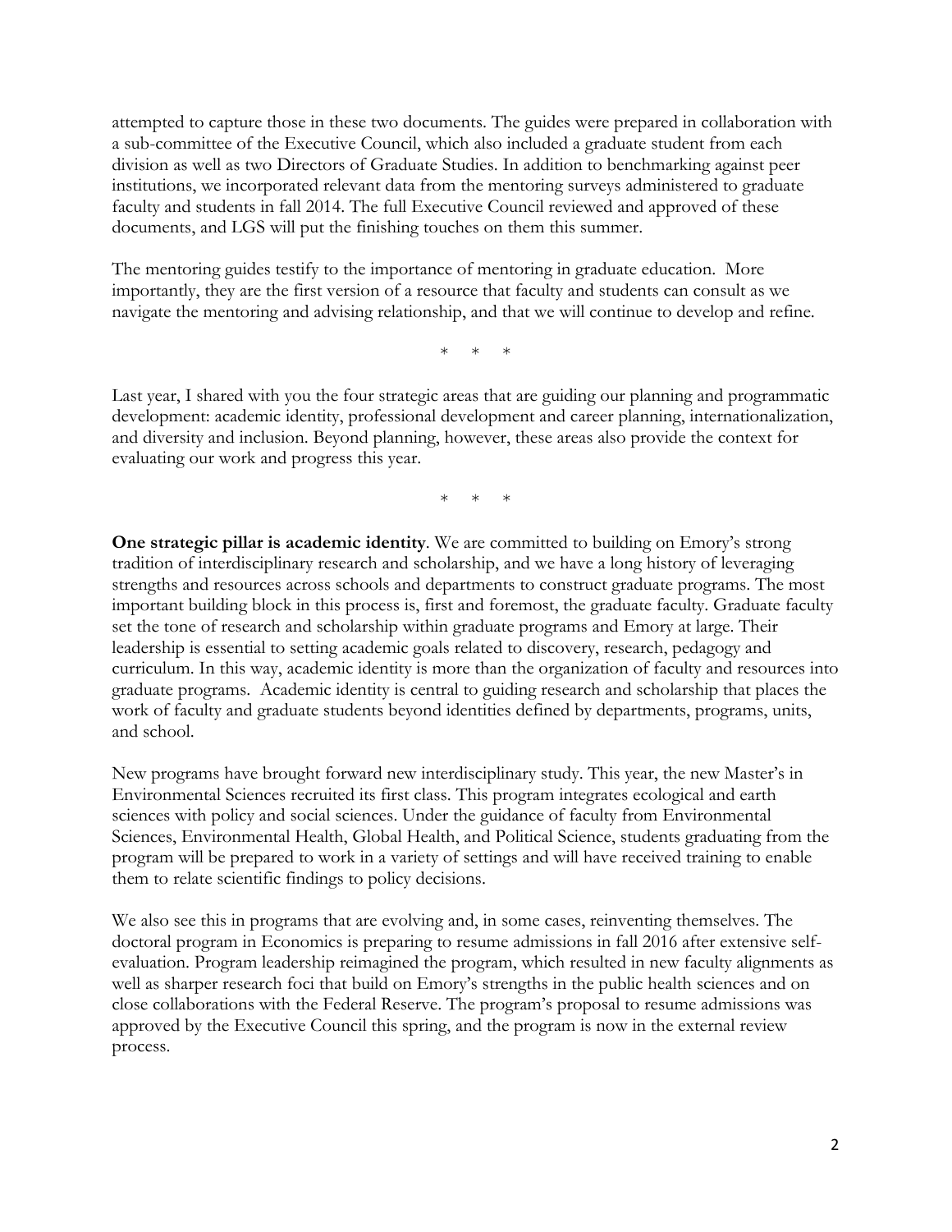attempted to capture those in these two documents. The guides were prepared in collaboration with a sub-committee of the Executive Council, which also included a graduate student from each division as well as two Directors of Graduate Studies. In addition to benchmarking against peer institutions, we incorporated relevant data from the mentoring surveys administered to graduate faculty and students in fall 2014. The full Executive Council reviewed and approved of these documents, and LGS will put the finishing touches on them this summer.

The mentoring guides testify to the importance of mentoring in graduate education. More importantly, they are the first version of a resource that faculty and students can consult as we navigate the mentoring and advising relationship, and that we will continue to develop and refine.

\* \* \*

Last year, I shared with you the four strategic areas that are guiding our planning and programmatic development: academic identity, professional development and career planning, internationalization, and diversity and inclusion. Beyond planning, however, these areas also provide the context for evaluating our work and progress this year.

\* \* \*

**One strategic pillar is academic identity**. We are committed to building on Emory's strong tradition of interdisciplinary research and scholarship, and we have a long history of leveraging strengths and resources across schools and departments to construct graduate programs. The most important building block in this process is, first and foremost, the graduate faculty. Graduate faculty set the tone of research and scholarship within graduate programs and Emory at large. Their leadership is essential to setting academic goals related to discovery, research, pedagogy and curriculum. In this way, academic identity is more than the organization of faculty and resources into graduate programs. Academic identity is central to guiding research and scholarship that places the work of faculty and graduate students beyond identities defined by departments, programs, units, and school.

New programs have brought forward new interdisciplinary study. This year, the new Master's in Environmental Sciences recruited its first class. This program integrates ecological and earth sciences with policy and social sciences. Under the guidance of faculty from Environmental Sciences, Environmental Health, Global Health, and Political Science, students graduating from the program will be prepared to work in a variety of settings and will have received training to enable them to relate scientific findings to policy decisions.

We also see this in programs that are evolving and, in some cases, reinventing themselves. The doctoral program in Economics is preparing to resume admissions in fall 2016 after extensive self-evaluation. Program leadership reimagined the program, which resulted in new faculty alignments as well as sharper research foci that build on Emory's strengths in the public health sciences and on close collaborations with the Federal Reserve. The program's proposal to resume admissions was approved by the Executive Council this spring, and the program is now in the external review process.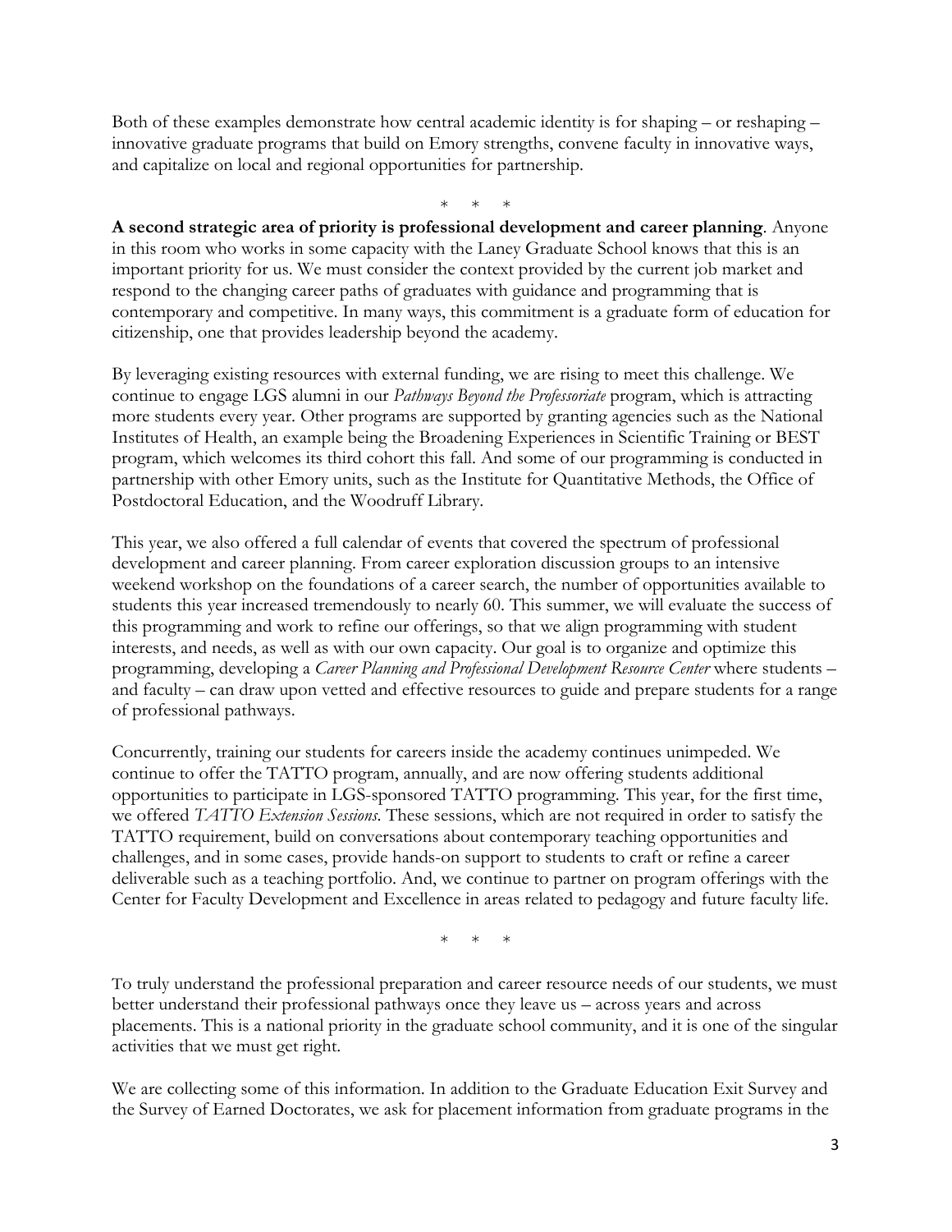Both of these examples demonstrate how central academic identity is for shaping – or reshaping – innovative graduate programs that build on Emory strengths, convene faculty in innovative ways, and capitalize on local and regional opportunities for partnership.

\*   \*   \*

**A second strategic area of priority is professional development and career planning**. Anyone in this room who works in some capacity with the Laney Graduate School knows that this is an important priority for us. We must consider the context provided by the current job market and respond to the changing career paths of graduates with guidance and programming that is contemporary and competitive. In many ways, this commitment is a graduate form of education for citizenship, one that provides leadership beyond the academy.

By leveraging existing resources with external funding, we are rising to meet this challenge. We continue to engage LGS alumni in our *Pathways Beyond the Professoriate* program, which is attracting more students every year. Other programs are supported by granting agencies such as the National Institutes of Health, an example being the Broadening Experiences in Scientific Training or BEST program, which welcomes its third cohort this fall. And some of our programming is conducted in partnership with other Emory units, such as the Institute for Quantitative Methods, the Office of Postdoctoral Education, and the Woodruff Library.

This year, we also offered a full calendar of events that covered the spectrum of professional development and career planning. From career exploration discussion groups to an intensive weekend workshop on the foundations of a career search, the number of opportunities available to students this year increased tremendously to nearly 60. This summer, we will evaluate the success of this programming and work to refine our offerings, so that we align programming with student interests, and needs, as well as with our own capacity. Our goal is to organize and optimize this programming, developing a *Career Planning and Professional Development Resource Center* where students – and faculty – can draw upon vetted and effective resources to guide and prepare students for a range of professional pathways.

Concurrently, training our students for careers inside the academy continues unimpeded. We continue to offer the TATTO program, annually, and are now offering students additional opportunities to participate in LGS-sponsored TATTO programming. This year, for the first time, we offered *TATTO Extension Sessions*. These sessions, which are not required in order to satisfy the TATTO requirement, build on conversations about contemporary teaching opportunities and challenges, and in some cases, provide hands-on support to students to craft or refine a career deliverable such as a teaching portfolio. And, we continue to partner on program offerings with the Center for Faculty Development and Excellence in areas related to pedagogy and future faculty life.

\*   \*   \*

To truly understand the professional preparation and career resource needs of our students, we must better understand their professional pathways once they leave us – across years and across placements. This is a national priority in the graduate school community, and it is one of the singular activities that we must get right.

We are collecting some of this information. In addition to the Graduate Education Exit Survey and the Survey of Earned Doctorates, we ask for placement information from graduate programs in the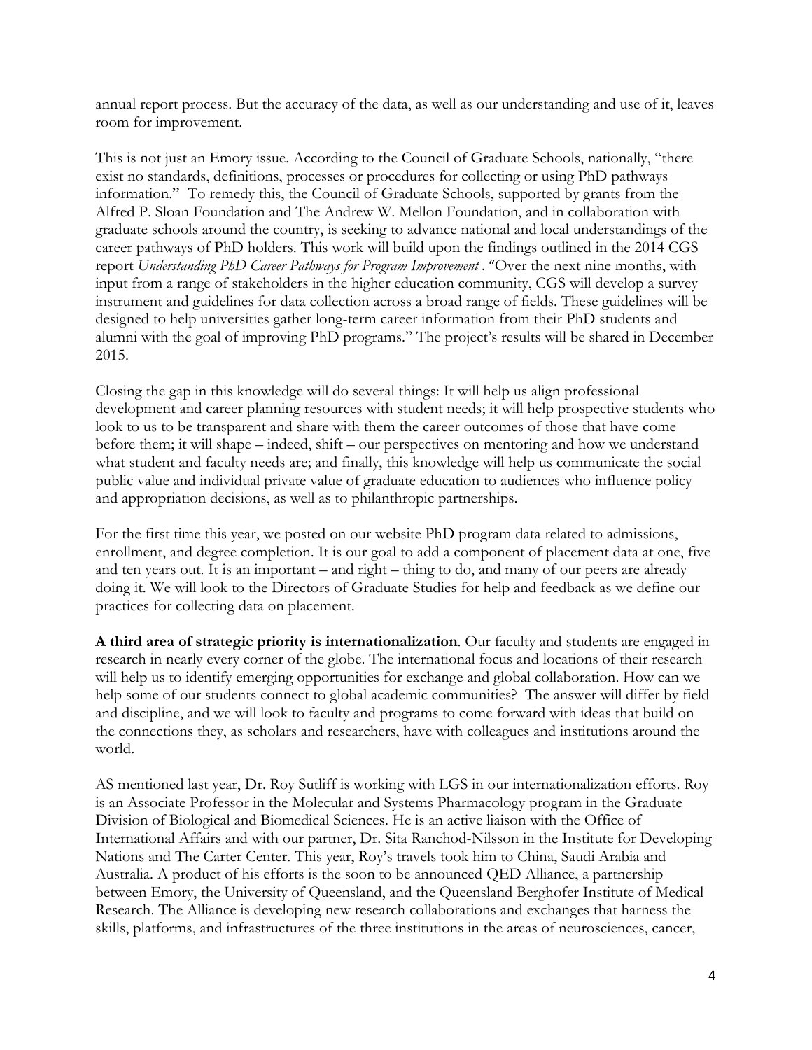annual report process. But the accuracy of the data, as well as our understanding and use of it, leaves room for improvement.

This is not just an Emory issue. According to the Council of Graduate Schools, nationally, "there exist no standards, definitions, processes or procedures for collecting or using PhD pathways information." To remedy this, the Council of Graduate Schools, supported by grants from the Alfred P. Sloan Foundation and The Andrew W. Mellon Foundation, and in collaboration with graduate schools around the country, is seeking to advance national and local understandings of the career pathways of PhD holders. This work will build upon the findings outlined in the 2014 CGS report *Understanding PhD Career Pathways for Program Improvement*. "Over the next nine months, with input from a range of stakeholders in the higher education community, CGS will develop a survey instrument and guidelines for data collection across a broad range of fields. These guidelines will be designed to help universities gather long-term career information from their PhD students and alumni with the goal of improving PhD programs." The project's results will be shared in December 2015.

Closing the gap in this knowledge will do several things: It will help us align professional development and career planning resources with student needs; it will help prospective students who look to us to be transparent and share with them the career outcomes of those that have come before them; it will shape – indeed, shift – our perspectives on mentoring and how we understand what student and faculty needs are; and finally, this knowledge will help us communicate the social public value and individual private value of graduate education to audiences who influence policy and appropriation decisions, as well as to philanthropic partnerships.

For the first time this year, we posted on our website PhD program data related to admissions, enrollment, and degree completion. It is our goal to add a component of placement data at one, five and ten years out. It is an important – and right – thing to do, and many of our peers are already doing it. We will look to the Directors of Graduate Studies for help and feedback as we define our practices for collecting data on placement.

**A third area of strategic priority is internationalization**. Our faculty and students are engaged in research in nearly every corner of the globe. The international focus and locations of their research will help us to identify emerging opportunities for exchange and global collaboration. How can we help some of our students connect to global academic communities? The answer will differ by field and discipline, and we will look to faculty and programs to come forward with ideas that build on the connections they, as scholars and researchers, have with colleagues and institutions around the world.

AS mentioned last year, Dr. Roy Sutliff is working with LGS in our internationalization efforts. Roy is an Associate Professor in the Molecular and Systems Pharmacology program in the Graduate Division of Biological and Biomedical Sciences. He is an active liaison with the Office of International Affairs and with our partner, Dr. Sita Ranchod-Nilsson in the Institute for Developing Nations and The Carter Center. This year, Roy's travels took him to China, Saudi Arabia and Australia. A product of his efforts is the soon to be announced QED Alliance, a partnership between Emory, the University of Queensland, and the Queensland Berghofer Institute of Medical Research. The Alliance is developing new research collaborations and exchanges that harness the skills, platforms, and infrastructures of the three institutions in the areas of neurosciences, cancer,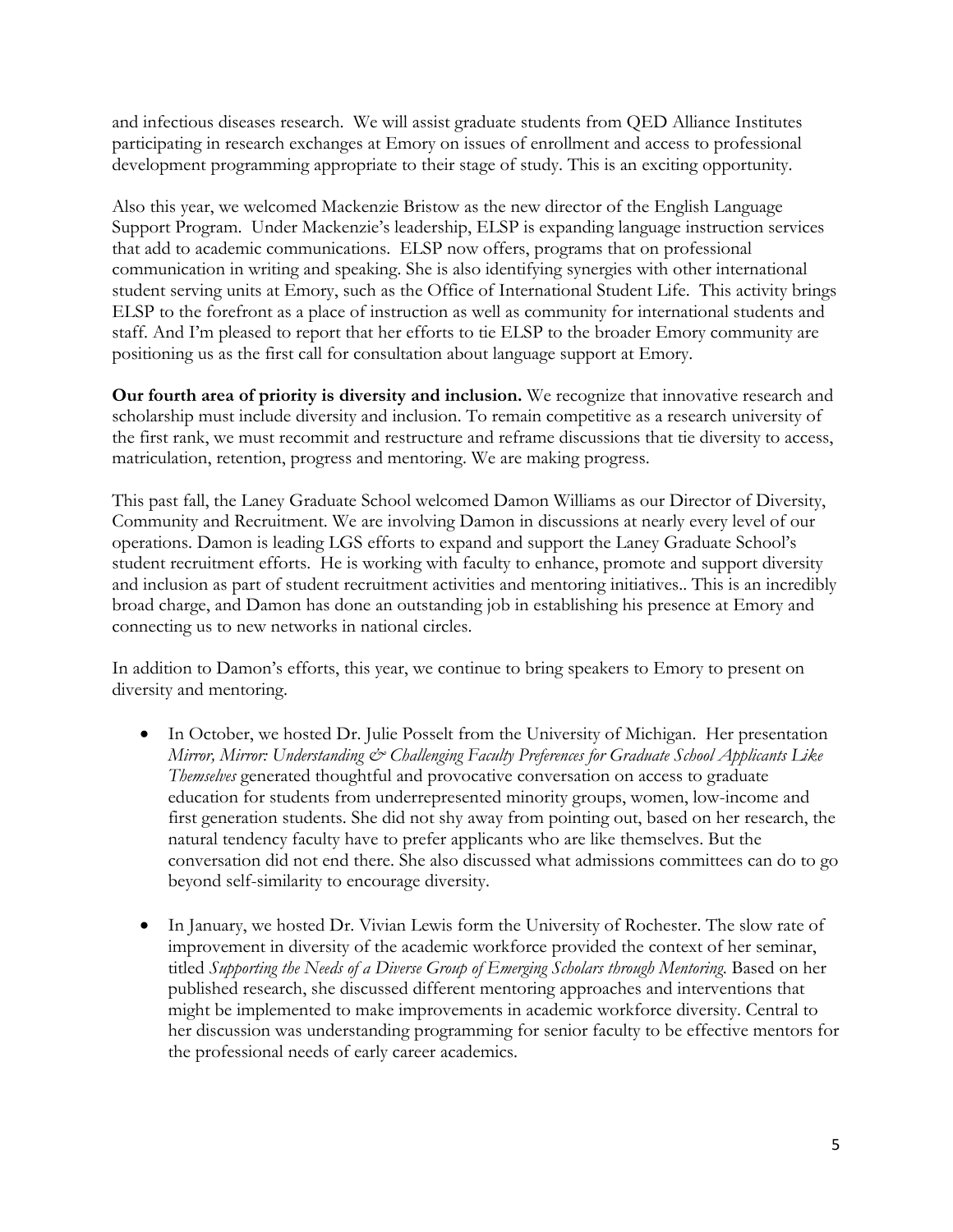and infectious diseases research. We will assist graduate students from QED Alliance Institutes participating in research exchanges at Emory on issues of enrollment and access to professional development programming appropriate to their stage of study. This is an exciting opportunity.

Also this year, we welcomed Mackenzie Bristow as the new director of the English Language Support Program. Under Mackenzie's leadership, ELSP is expanding language instruction services that add to academic communications. ELSP now offers, programs that on professional communication in writing and speaking. She is also identifying synergies with other international student serving units at Emory, such as the Office of International Student Life. This activity brings ELSP to the forefront as a place of instruction as well as community for international students and staff. And I'm pleased to report that her efforts to tie ELSP to the broader Emory community are positioning us as the first call for consultation about language support at Emory.

**Our fourth area of priority is diversity and inclusion.** We recognize that innovative research and scholarship must include diversity and inclusion. To remain competitive as a research university of the first rank, we must recommit and restructure and reframe discussions that tie diversity to access, matriculation, retention, progress and mentoring. We are making progress.

This past fall, the Laney Graduate School welcomed Damon Williams as our Director of Diversity, Community and Recruitment. We are involving Damon in discussions at nearly every level of our operations. Damon is leading LGS efforts to expand and support the Laney Graduate School's student recruitment efforts. He is working with faculty to enhance, promote and support diversity and inclusion as part of student recruitment activities and mentoring initiatives.. This is an incredibly broad charge, and Damon has done an outstanding job in establishing his presence at Emory and connecting us to new networks in national circles.

In addition to Damon's efforts, this year, we continue to bring speakers to Emory to present on diversity and mentoring.

- In October, we hosted Dr. Julie Posselt from the University of Michigan. Her presentation *Mirror, Mirror: Understanding & Challenging Faculty Preferences for Graduate School Applicants Like Themselves* generated thoughtful and provocative conversation on access to graduate education for students from underrepresented minority groups, women, low-income and first generation students. She did not shy away from pointing out, based on her research, the natural tendency faculty have to prefer applicants who are like themselves. But the conversation did not end there. She also discussed what admissions committees can do to go beyond self-similarity to encourage diversity.

- In January, we hosted Dr. Vivian Lewis form the University of Rochester. The slow rate of improvement in diversity of the academic workforce provided the context of her seminar, titled *Supporting the Needs of a Diverse Group of Emerging Scholars through Mentoring.* Based on her published research, she discussed different mentoring approaches and interventions that might be implemented to make improvements in academic workforce diversity. Central to her discussion was understanding programming for senior faculty to be effective mentors for the professional needs of early career academics.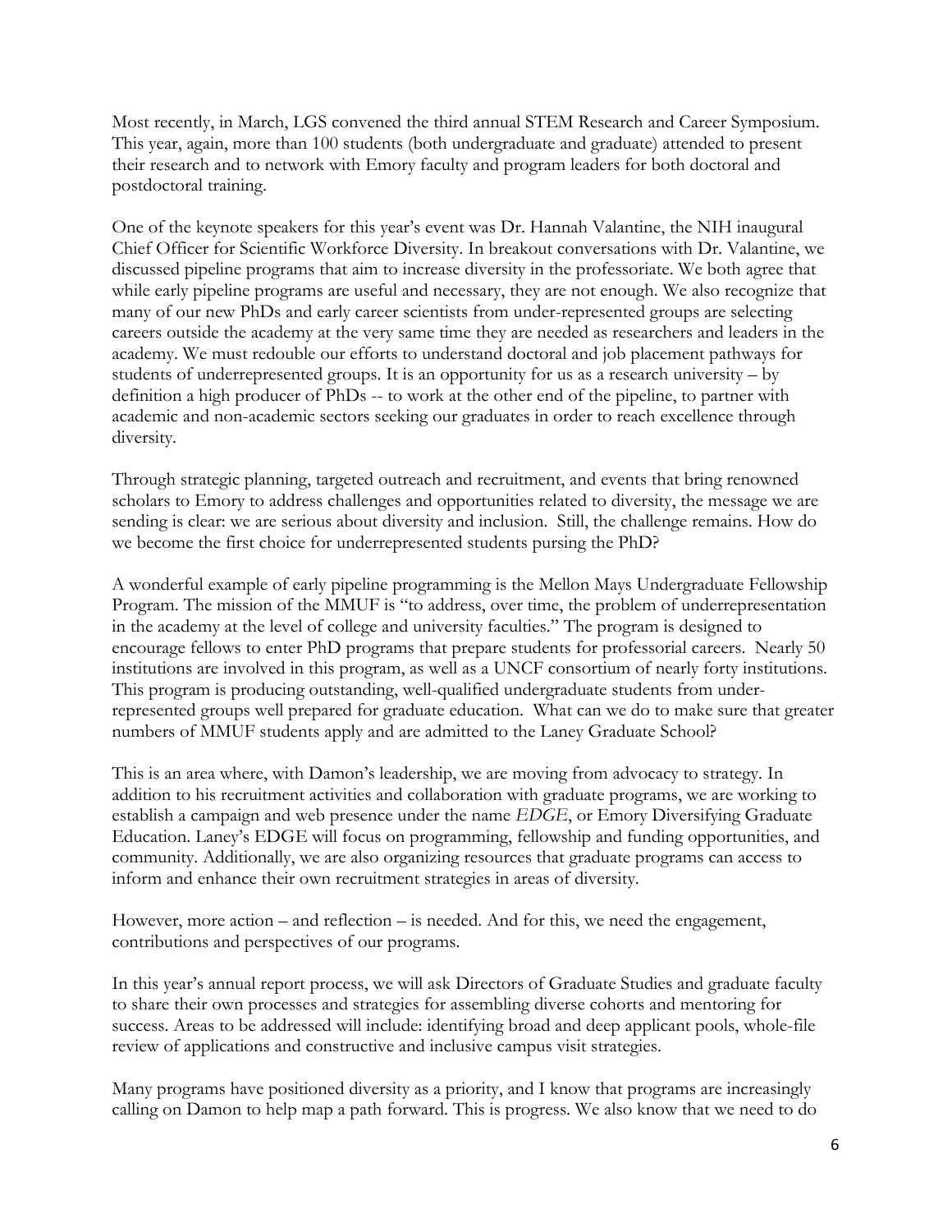Most recently, in March, LGS convened the third annual STEM Research and Career Symposium. This year, again, more than 100 students (both undergraduate and graduate) attended to present their research and to network with Emory faculty and program leaders for both doctoral and postdoctoral training.

One of the keynote speakers for this year's event was Dr. Hannah Valantine, the NIH inaugural Chief Officer for Scientific Workforce Diversity. In breakout conversations with Dr. Valantine, we discussed pipeline programs that aim to increase diversity in the professoriate. We both agree that while early pipeline programs are useful and necessary, they are not enough. We also recognize that many of our new PhDs and early career scientists from under-represented groups are selecting careers outside the academy at the very same time they are needed as researchers and leaders in the academy. We must redouble our efforts to understand doctoral and job placement pathways for students of underrepresented groups. It is an opportunity for us as a research university – by definition a high producer of PhDs -- to work at the other end of the pipeline, to partner with academic and non-academic sectors seeking our graduates in order to reach excellence through diversity.

Through strategic planning, targeted outreach and recruitment, and events that bring renowned scholars to Emory to address challenges and opportunities related to diversity, the message we are sending is clear: we are serious about diversity and inclusion. Still, the challenge remains. How do we become the first choice for underrepresented students pursing the PhD?

A wonderful example of early pipeline programming is the Mellon Mays Undergraduate Fellowship Program. The mission of the MMUF is "to address, over time, the problem of underrepresentation in the academy at the level of college and university faculties." The program is designed to encourage fellows to enter PhD programs that prepare students for professorial careers. Nearly 50 institutions are involved in this program, as well as a UNCF consortium of nearly forty institutions. This program is producing outstanding, well-qualified undergraduate students from under-represented groups well prepared for graduate education. What can we do to make sure that greater numbers of MMUF students apply and are admitted to the Laney Graduate School?

This is an area where, with Damon's leadership, we are moving from advocacy to strategy. In addition to his recruitment activities and collaboration with graduate programs, we are working to establish a campaign and web presence under the name *EDGE*, or Emory Diversifying Graduate Education. Laney's EDGE will focus on programming, fellowship and funding opportunities, and community. Additionally, we are also organizing resources that graduate programs can access to inform and enhance their own recruitment strategies in areas of diversity.

However, more action – and reflection – is needed. And for this, we need the engagement, contributions and perspectives of our programs.

In this year's annual report process, we will ask Directors of Graduate Studies and graduate faculty to share their own processes and strategies for assembling diverse cohorts and mentoring for success. Areas to be addressed will include: identifying broad and deep applicant pools, whole-file review of applications and constructive and inclusive campus visit strategies.

Many programs have positioned diversity as a priority, and I know that programs are increasingly calling on Damon to help map a path forward. This is progress. We also know that we need to do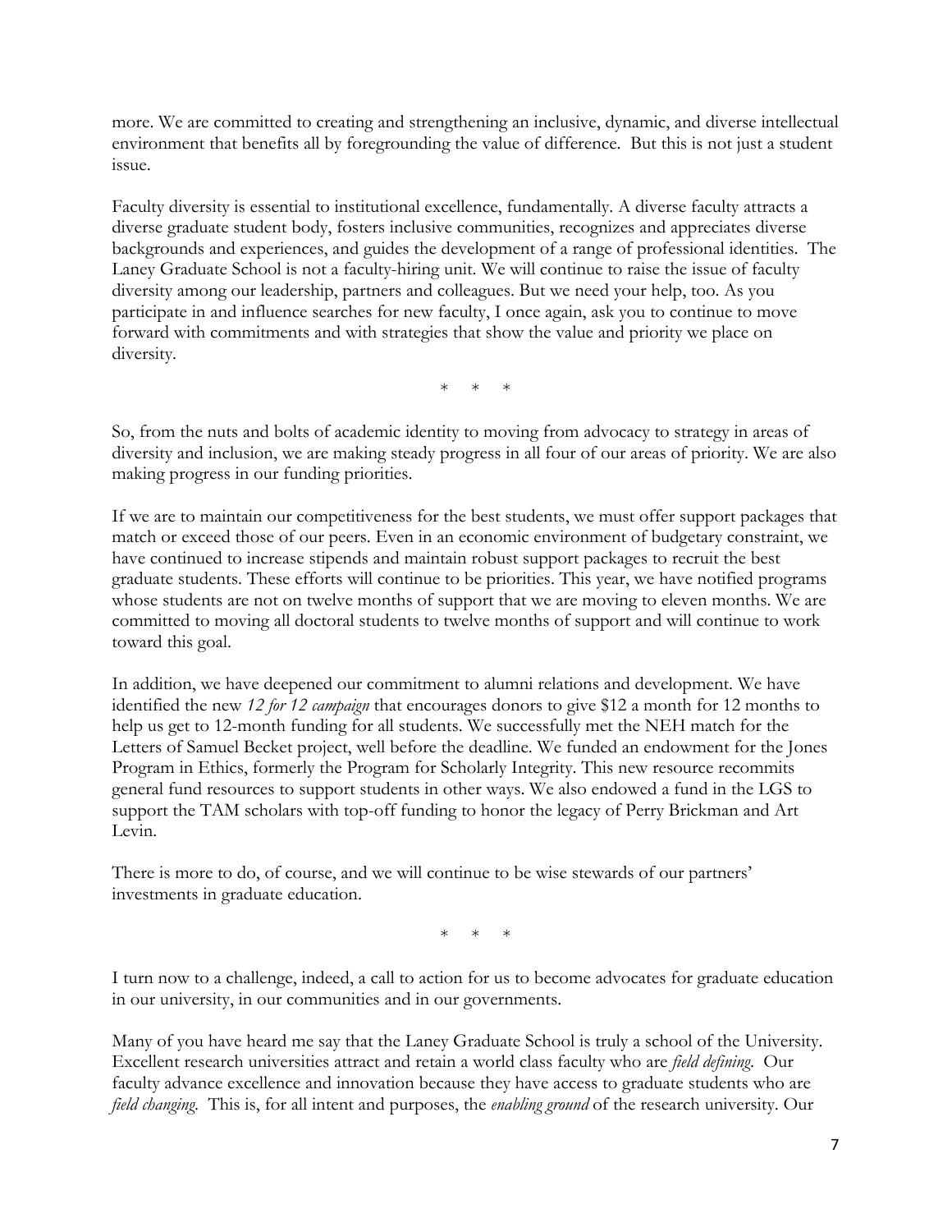more. We are committed to creating and strengthening an inclusive, dynamic, and diverse intellectual environment that benefits all by foregrounding the value of difference. But this is not just a student issue.

Faculty diversity is essential to institutional excellence, fundamentally. A diverse faculty attracts a diverse graduate student body, fosters inclusive communities, recognizes and appreciates diverse backgrounds and experiences, and guides the development of a range of professional identities. The Laney Graduate School is not a faculty-hiring unit. We will continue to raise the issue of faculty diversity among our leadership, partners and colleagues. But we need your help, too. As you participate in and influence searches for new faculty, I once again, ask you to continue to move forward with commitments and with strategies that show the value and priority we place on diversity.

\* \* \*

So, from the nuts and bolts of academic identity to moving from advocacy to strategy in areas of diversity and inclusion, we are making steady progress in all four of our areas of priority. We are also making progress in our funding priorities.

If we are to maintain our competitiveness for the best students, we must offer support packages that match or exceed those of our peers. Even in an economic environment of budgetary constraint, we have continued to increase stipends and maintain robust support packages to recruit the best graduate students. These efforts will continue to be priorities. This year, we have notified programs whose students are not on twelve months of support that we are moving to eleven months. We are committed to moving all doctoral students to twelve months of support and will continue to work toward this goal.

In addition, we have deepened our commitment to alumni relations and development. We have identified the new *12 for 12 campaign* that encourages donors to give $12 a month for 12 months to help us get to 12-month funding for all students. We successfully met the NEH match for the Letters of Samuel Becket project, well before the deadline. We funded an endowment for the Jones Program in Ethics, formerly the Program for Scholarly Integrity. This new resource recommits general fund resources to support students in other ways. We also endowed a fund in the LGS to support the TAM scholars with top-off funding to honor the legacy of Perry Brickman and Art Levin.

There is more to do, of course, and we will continue to be wise stewards of our partners' investments in graduate education.

\* \* \*

I turn now to a challenge, indeed, a call to action for us to become advocates for graduate education in our university, in our communities and in our governments.

Many of you have heard me say that the Laney Graduate School is truly a school of the University. Excellent research universities attract and retain a world class faculty who are *field defining.* Our faculty advance excellence and innovation because they have access to graduate students who are *field changing.* This is, for all intent and purposes, the *enabling ground* of the research university. Our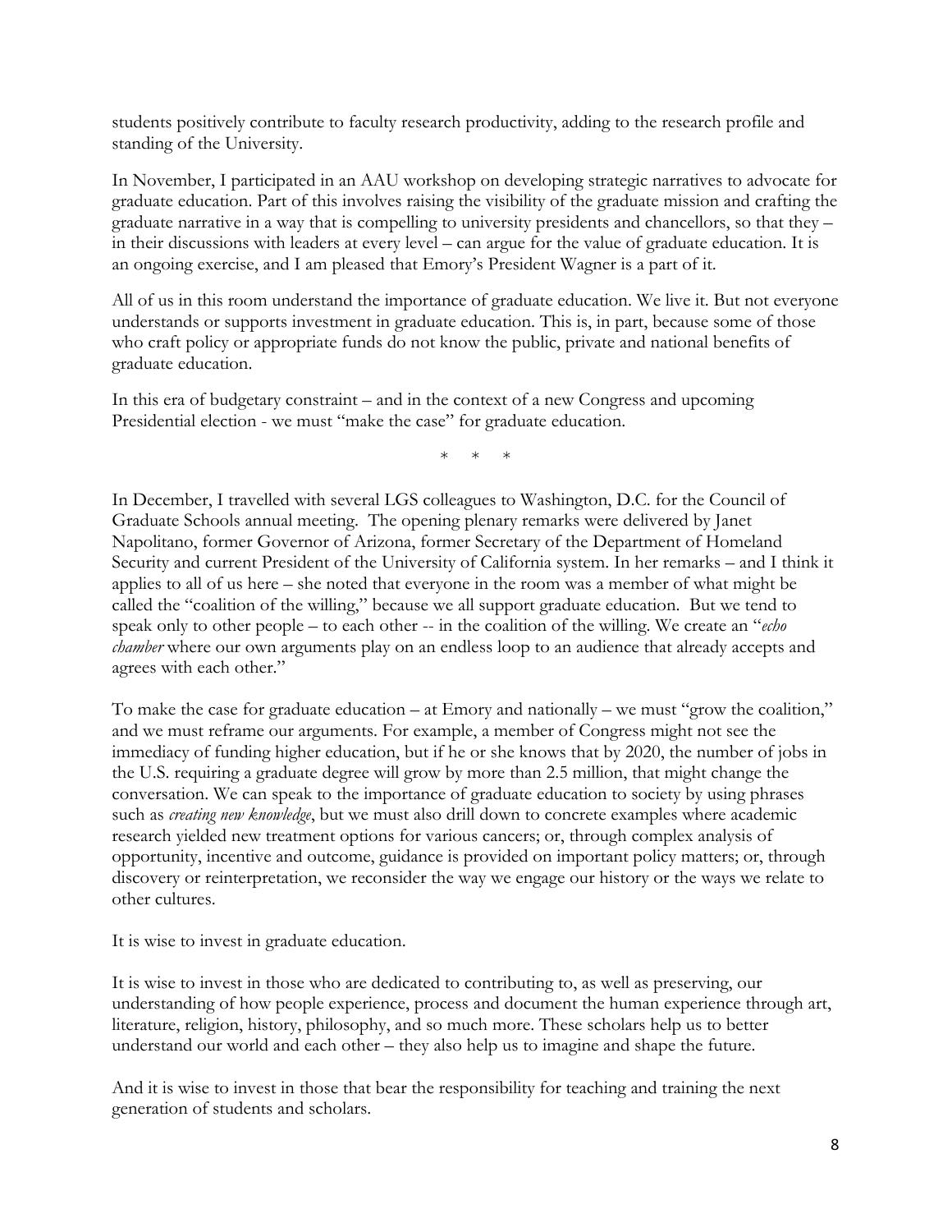students positively contribute to faculty research productivity, adding to the research profile and standing of the University.

In November, I participated in an AAU workshop on developing strategic narratives to advocate for graduate education. Part of this involves raising the visibility of the graduate mission and crafting the graduate narrative in a way that is compelling to university presidents and chancellors, so that they – in their discussions with leaders at every level – can argue for the value of graduate education. It is an ongoing exercise, and I am pleased that Emory's President Wagner is a part of it.

All of us in this room understand the importance of graduate education. We live it. But not everyone understands or supports investment in graduate education. This is, in part, because some of those who craft policy or appropriate funds do not know the public, private and national benefits of graduate education.

In this era of budgetary constraint – and in the context of a new Congress and upcoming Presidential election - we must "make the case" for graduate education.

\* \* \*

In December, I travelled with several LGS colleagues to Washington, D.C. for the Council of Graduate Schools annual meeting. The opening plenary remarks were delivered by Janet Napolitano, former Governor of Arizona, former Secretary of the Department of Homeland Security and current President of the University of California system. In her remarks – and I think it applies to all of us here – she noted that everyone in the room was a member of what might be called the "coalition of the willing," because we all support graduate education. But we tend to speak only to other people – to each other -- in the coalition of the willing. We create an "*echo chamber* where our own arguments play on an endless loop to an audience that already accepts and agrees with each other."

To make the case for graduate education – at Emory and nationally – we must "grow the coalition," and we must reframe our arguments. For example, a member of Congress might not see the immediacy of funding higher education, but if he or she knows that by 2020, the number of jobs in the U.S. requiring a graduate degree will grow by more than 2.5 million, that might change the conversation. We can speak to the importance of graduate education to society by using phrases such as *creating new knowledge*, but we must also drill down to concrete examples where academic research yielded new treatment options for various cancers; or, through complex analysis of opportunity, incentive and outcome, guidance is provided on important policy matters; or, through discovery or reinterpretation, we reconsider the way we engage our history or the ways we relate to other cultures.

It is wise to invest in graduate education.

It is wise to invest in those who are dedicated to contributing to, as well as preserving, our understanding of how people experience, process and document the human experience through art, literature, religion, history, philosophy, and so much more. These scholars help us to better understand our world and each other – they also help us to imagine and shape the future.

And it is wise to invest in those that bear the responsibility for teaching and training the next generation of students and scholars.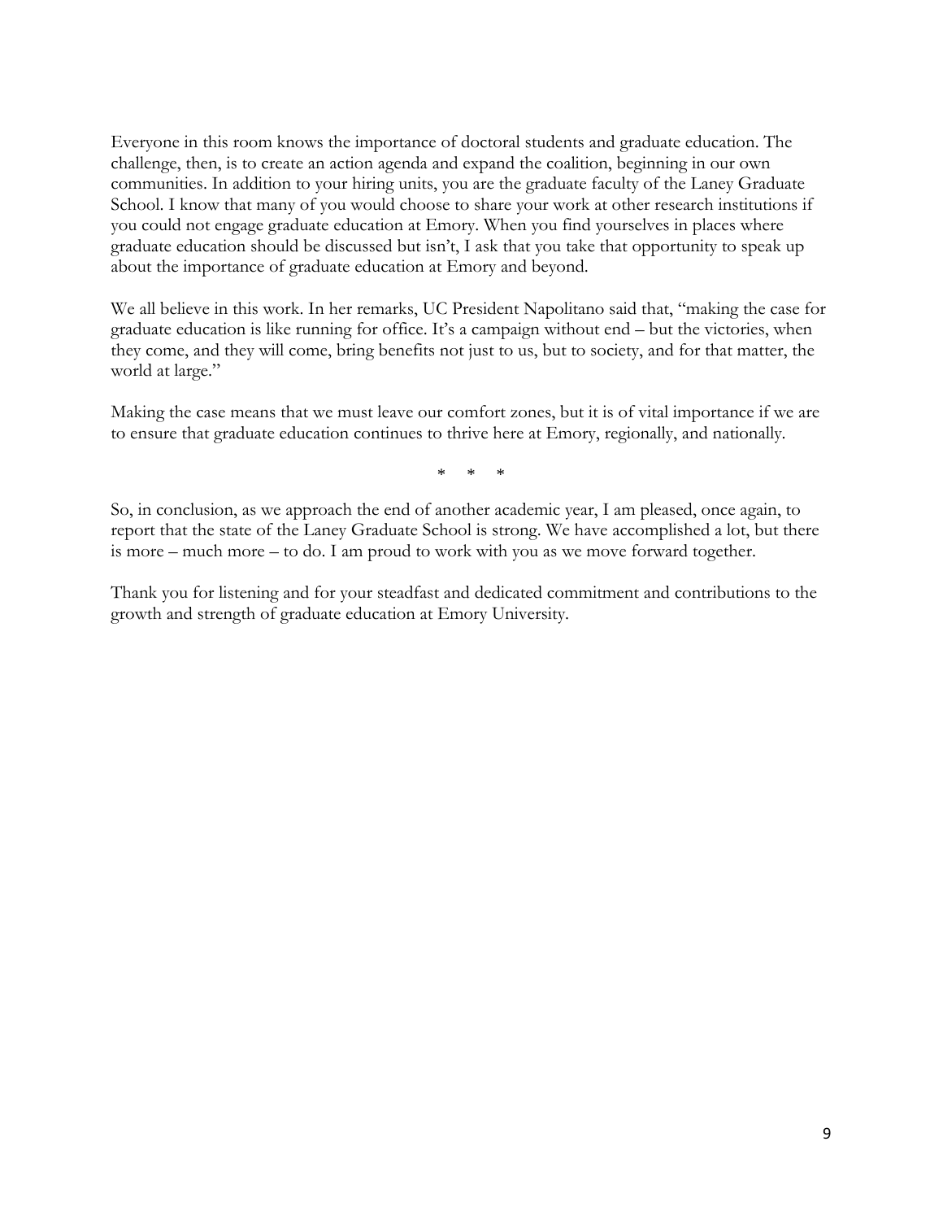Everyone in this room knows the importance of doctoral students and graduate education. The challenge, then, is to create an action agenda and expand the coalition, beginning in our own communities. In addition to your hiring units, you are the graduate faculty of the Laney Graduate School. I know that many of you would choose to share your work at other research institutions if you could not engage graduate education at Emory. When you find yourselves in places where graduate education should be discussed but isn't, I ask that you take that opportunity to speak up about the importance of graduate education at Emory and beyond.

We all believe in this work. In her remarks, UC President Napolitano said that, "making the case for graduate education is like running for office. It's a campaign without end – but the victories, when they come, and they will come, bring benefits not just to us, but to society, and for that matter, the world at large."

Making the case means that we must leave our comfort zones, but it is of vital importance if we are to ensure that graduate education continues to thrive here at Emory, regionally, and nationally.

\* \* \*

So, in conclusion, as we approach the end of another academic year, I am pleased, once again, to report that the state of the Laney Graduate School is strong. We have accomplished a lot, but there is more – much more – to do. I am proud to work with you as we move forward together.

Thank you for listening and for your steadfast and dedicated commitment and contributions to the growth and strength of graduate education at Emory University.